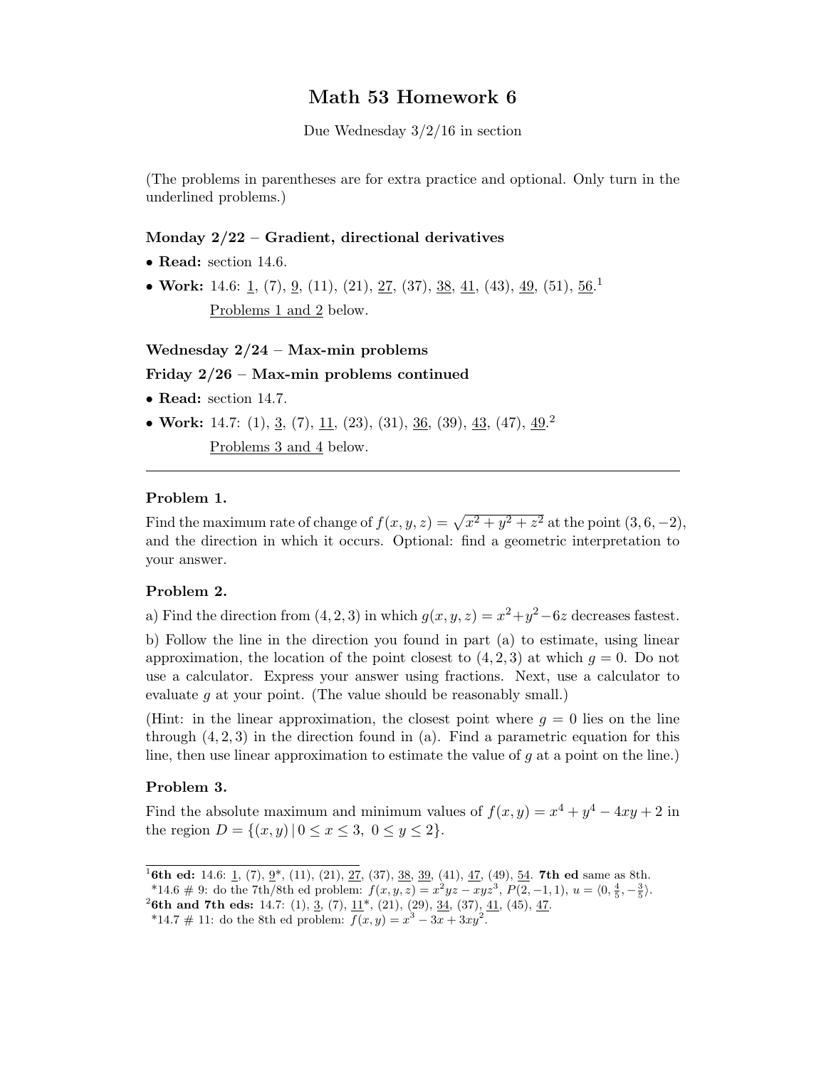# Math 53 Homework 6

Due Wednesday 3/2/16 in section

(The problems in parentheses are for extra practice and optional. Only turn in the underlined problems.)

**Monday 2/22 – Gradient, directional derivatives**

- **Read:** section 14.6.
- **Work:** 14.6: <u>1</u>, (7), <u>9</u>, (11), (21), <u>27</u>, (37), <u>38</u>, <u>41</u>, (43), <u>49</u>, (51), <u>56</u>.[1]

  <u>Problems 1 and 2</u> below.

**Wednesday 2/24 – Max-min problems**

**Friday 2/26 – Max-min problems continued**

- **Read:** section 14.7.
- **Work:** 14.7: (1), <u>3</u>, (7), <u>11</u>, (23), (31), <u>36</u>, (39), <u>43</u>, (47), <u>49</u>.[2]

  <u>Problems 3 and 4</u> below.

---

**Problem 1.**

Find the maximum rate of change of $f(x, y, z) = \sqrt{x^2 + y^2 + z^2}$ at the point $(3, 6, -2)$, and the direction in which it occurs. Optional: find a geometric interpretation to your answer.

**Problem 2.**

a) Find the direction from $(4, 2, 3)$ in which $g(x, y, z) = x^2 + y^2 - 6z$ decreases fastest.

b) Follow the line in the direction you found in part (a) to estimate, using linear approximation, the location of the point closest to $(4, 2, 3)$ at which $g = 0$. Do not use a calculator. Express your answer using fractions. Next, use a calculator to evaluate $g$ at your point. (The value should be reasonably small.)

(Hint: in the linear approximation, the closest point where $g = 0$ lies on the line through $(4, 2, 3)$ in the direction found in (a). Find a parametric equation for this line, then use linear approximation to estimate the value of $g$ at a point on the line.)

**Problem 3.**

Find the absolute maximum and minimum values of $f(x, y) = x^4 + y^4 - 4xy + 2$ in the region $D = \{(x, y) \,|\, 0 \le x \le 3,\ 0 \le y \le 2\}$.

---

[1] **6th ed:** 14.6: <u>1</u>, (7), <u>9</u>*, (11), (21), <u>27</u>, (37), <u>38</u>, <u>39</u>, (41), <u>47</u>, (49), <u>54</u>. **7th ed** same as 8th.
*14.6 # 9: do the 7th/8th ed problem: $f(x, y, z) = x^2yz - xyz^3$, $P(2, -1, 1)$, $u = \langle 0, \frac{4}{5}, -\frac{3}{5} \rangle$.

[2] **6th and 7th eds:** 14.7: (1), <u>3</u>, (7), <u>11</u>*, (21), (29), <u>34</u>, (37), <u>41</u>, (45), <u>47</u>.
*14.7 # 11: do the 8th ed problem: $f(x, y) = x^3 - 3x + 3xy^2$.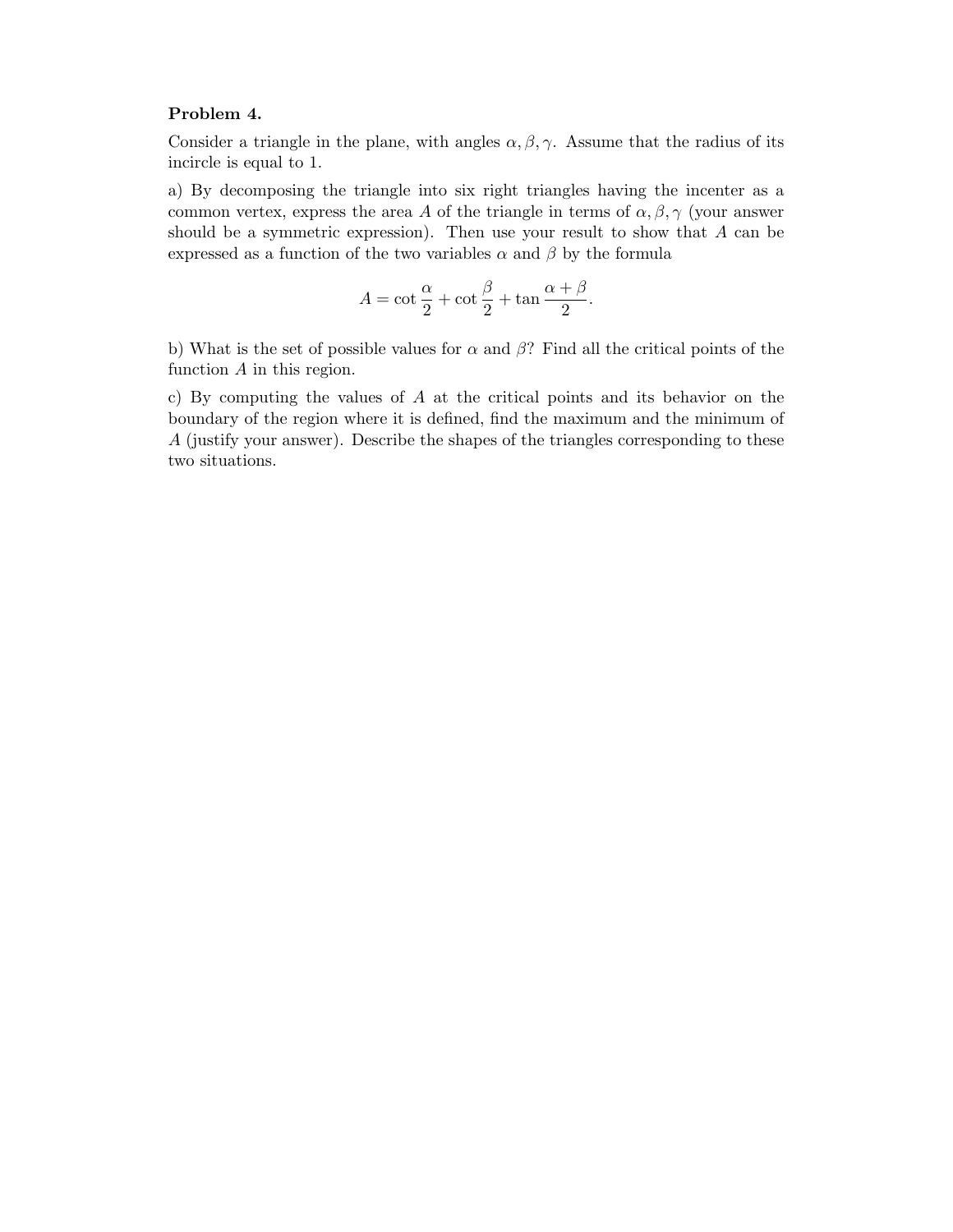**Problem 4.**

Consider a triangle in the plane, with angles $\alpha, \beta, \gamma$. Assume that the radius of its incircle is equal to 1.

a) By decomposing the triangle into six right triangles having the incenter as a common vertex, express the area $A$ of the triangle in terms of $\alpha, \beta, \gamma$ (your answer should be a symmetric expression). Then use your result to show that $A$ can be expressed as a function of the two variables $\alpha$ and $\beta$ by the formula

$$A = \cot\frac{\alpha}{2} + \cot\frac{\beta}{2} + \tan\frac{\alpha+\beta}{2}.$$

b) What is the set of possible values for $\alpha$ and $\beta$? Find all the critical points of the function $A$ in this region.

c) By computing the values of $A$ at the critical points and its behavior on the boundary of the region where it is defined, find the maximum and the minimum of $A$ (justify your answer). Describe the shapes of the triangles corresponding to these two situations.